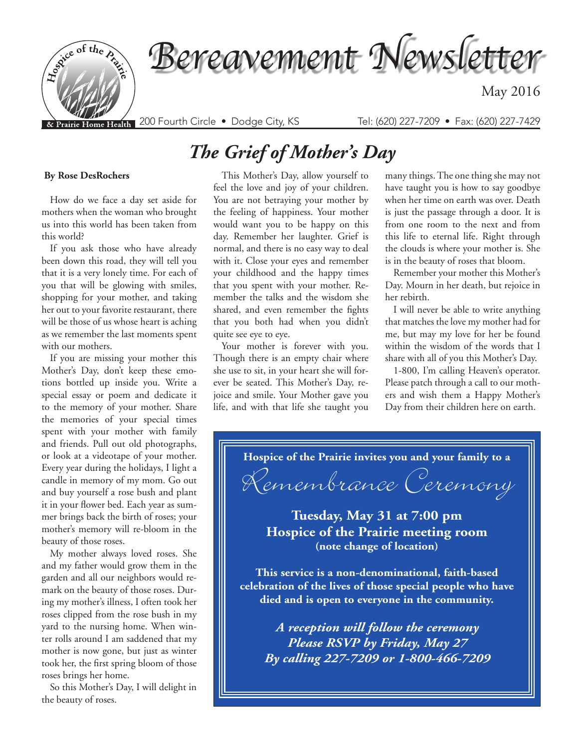# Bereavement Newsletter

May 2016

Hospice of the Prairie & Prairie Home Health

200 Fourth Circle • Dodge City, KS Tel: (620) 227-7209 • Fax: (620) 227-7429

## The Grief of Mother's Day

**By Rose DesRochers**

How do we face a day set aside for mothers when the woman who brought us into this world has been taken from this world?

If you ask those who have already been down this road, they will tell you that it is a very lonely time. For each of you that will be glowing with smiles, shopping for your mother, and taking her out to your favorite restaurant, there will be those of us whose heart is aching as we remember the last moments spent with our mothers.

If you are missing your mother this Mother's Day, don't keep these emotions bottled up inside you. Write a special essay or poem and dedicate it to the memory of your mother. Share the memories of your special times spent with your mother with family and friends. Pull out old photographs, or look at a videotape of your mother. Every year during the holidays, I light a candle in memory of my mom. Go out and buy yourself a rose bush and plant it in your flower bed. Each year as summer brings back the birth of roses; your mother's memory will re-bloom in the beauty of those roses.

My mother always loved roses. She and my father would grow them in the garden and all our neighbors would remark on the beauty of those roses. During my mother's illness, I often took her roses clipped from the rose bush in my yard to the nursing home. When winter rolls around I am saddened that my mother is now gone, but just as winter took her, the first spring bloom of those roses brings her home.

So this Mother's Day, I will delight in the beauty of roses.

This Mother's Day, allow yourself to feel the love and joy of your children. You are not betraying your mother by the feeling of happiness. Your mother would want you to be happy on this day. Remember her laughter. Grief is normal, and there is no easy way to deal with it. Close your eyes and remember your childhood and the happy times that you spent with your mother. Remember the talks and the wisdom she shared, and even remember the fights that you both had when you didn't quite see eye to eye.

Your mother is forever with you. Though there is an empty chair where she use to sit, in your heart she will forever be seated. This Mother's Day, rejoice and smile. Your Mother gave you life, and with that life she taught you many things. The one thing she may not have taught you is how to say goodbye when her time on earth was over. Death is just the passage through a door. It is from one room to the next and from this life to eternal life. Right through the clouds is where your mother is. She is in the beauty of roses that bloom.

Remember your mother this Mother's Day. Mourn in her death, but rejoice in her rebirth.

I will never be able to write anything that matches the love my mother had for me, but may my love for her be found within the wisdom of the words that I share with all of you this Mother's Day.

1-800, I'm calling Heaven's operator. Please patch through a call to our mothers and wish them a Happy Mother's Day from their children here on earth.

---

**Hospice of the Prairie invites you and your family to a**

## Remembrance Ceremony

**Tuesday, May 31 at 7:00 pm**
**Hospice of the Prairie meeting room**
**(note change of location)**

**This service is a non-denominational, faith-based celebration of the lives of those special people who have died and is open to everyone in the community.**

***A reception will follow the ceremony***
***Please RSVP by Friday, May 27***
***By calling 227-7209 or 1-800-466-7209***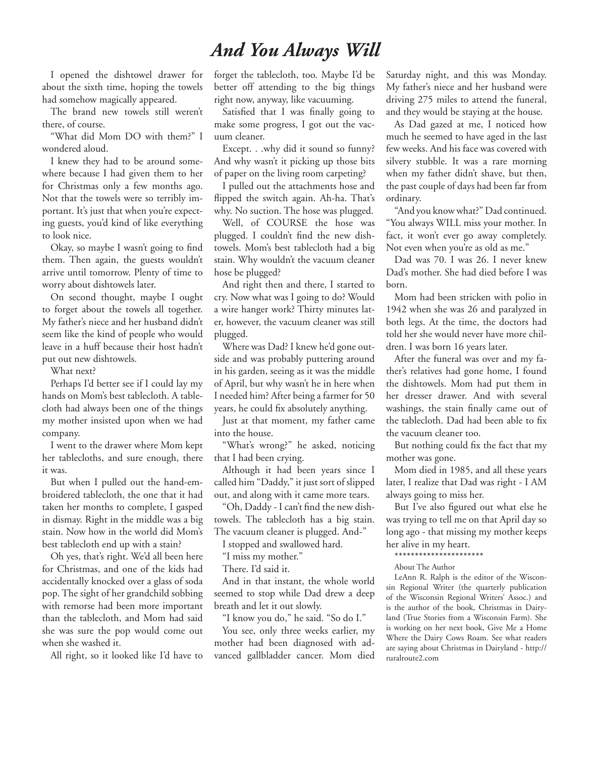# *And You Always Will*

I opened the dishtowel drawer for about the sixth time, hoping the towels had somehow magically appeared.

The brand new towels still weren't there, of course.

"What did Mom DO with them?" I wondered aloud.

I knew they had to be around somewhere because I had given them to her for Christmas only a few months ago. Not that the towels were so terribly important. It's just that when you're expecting guests, you'd kind of like everything to look nice.

Okay, so maybe I wasn't going to find them. Then again, the guests wouldn't arrive until tomorrow. Plenty of time to worry about dishtowels later.

On second thought, maybe I ought to forget about the towels all together. My father's niece and her husband didn't seem like the kind of people who would leave in a huff because their host hadn't put out new dishtowels.

What next?

Perhaps I'd better see if I could lay my hands on Mom's best tablecloth. A tablecloth had always been one of the things my mother insisted upon when we had company.

I went to the drawer where Mom kept her tablecloths, and sure enough, there it was.

But when I pulled out the hand-embroidered tablecloth, the one that it had taken her months to complete, I gasped in dismay. Right in the middle was a big stain. Now how in the world did Mom's best tablecloth end up with a stain?

Oh yes, that's right. We'd all been here for Christmas, and one of the kids had accidentally knocked over a glass of soda pop. The sight of her grandchild sobbing with remorse had been more important than the tablecloth, and Mom had said she was sure the pop would come out when she washed it.

All right, so it looked like I'd have to forget the tablecloth, too. Maybe I'd be better off attending to the big things right now, anyway, like vacuuming.

Satisfied that I was finally going to make some progress, I got out the vacuum cleaner.

Except. . .why did it sound so funny? And why wasn't it picking up those bits of paper on the living room carpeting?

I pulled out the attachments hose and flipped the switch again. Ah-ha. That's why. No suction. The hose was plugged.

Well, of COURSE the hose was plugged. I couldn't find the new dishtowels. Mom's best tablecloth had a big stain. Why wouldn't the vacuum cleaner hose be plugged?

And right then and there, I started to cry. Now what was I going to do? Would a wire hanger work? Thirty minutes later, however, the vacuum cleaner was still plugged.

Where was Dad? I knew he'd gone outside and was probably puttering around in his garden, seeing as it was the middle of April, but why wasn't he in here when I needed him? After being a farmer for 50 years, he could fix absolutely anything.

Just at that moment, my father came into the house.

"What's wrong?" he asked, noticing that I had been crying.

Although it had been years since I called him "Daddy," it just sort of slipped out, and along with it came more tears.

"Oh, Daddy - I can't find the new dishtowels. The tablecloth has a big stain. The vacuum cleaner is plugged. And-"

I stopped and swallowed hard.

"I miss my mother."

There. I'd said it.

And in that instant, the whole world seemed to stop while Dad drew a deep breath and let it out slowly.

"I know you do," he said. "So do I."

You see, only three weeks earlier, my mother had been diagnosed with advanced gallbladder cancer. Mom died Saturday night, and this was Monday. My father's niece and her husband were driving 275 miles to attend the funeral, and they would be staying at the house.

As Dad gazed at me, I noticed how much he seemed to have aged in the last few weeks. And his face was covered with silvery stubble. It was a rare morning when my father didn't shave, but then, the past couple of days had been far from ordinary.

"And you know what?" Dad continued. "You always WILL miss your mother. In fact, it won't ever go away completely. Not even when you're as old as me."

Dad was 70. I was 26. I never knew Dad's mother. She had died before I was born.

Mom had been stricken with polio in 1942 when she was 26 and paralyzed in both legs. At the time, the doctors had told her she would never have more children. I was born 16 years later.

After the funeral was over and my father's relatives had gone home, I found the dishtowels. Mom had put them in her dresser drawer. And with several washings, the stain finally came out of the tablecloth. Dad had been able to fix the vacuum cleaner too.

But nothing could fix the fact that my mother was gone.

Mom died in 1985, and all these years later, I realize that Dad was right - I AM always going to miss her.

But I've also figured out what else he was trying to tell me on that April day so long ago - that missing my mother keeps her alive in my heart.

**********************

About The Author

LeAnn R. Ralph is the editor of the Wisconsin Regional Writer (the quarterly publication of the Wisconsin Regional Writers' Assoc.) and is the author of the book, Christmas in Dairyland (True Stories from a Wisconsin Farm). She is working on her next book, Give Me a Home Where the Dairy Cows Roam. See what readers are saying about Christmas in Dairyland - http://ruralroute2.com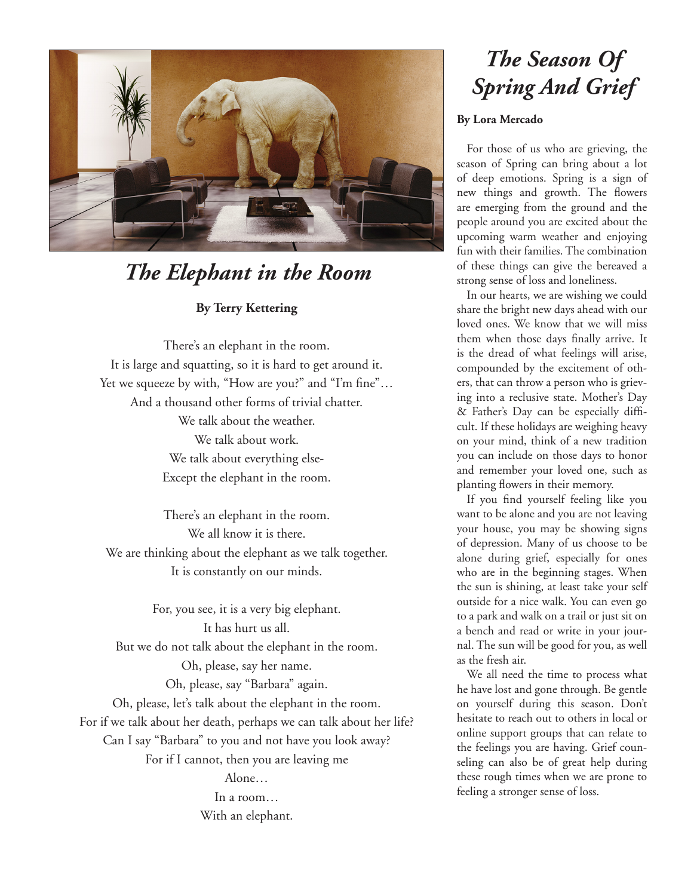# *The Elephant in the Room*

**By Terry Kettering**

There's an elephant in the room.
It is large and squatting, so it is hard to get around it.
Yet we squeeze by with, "How are you?" and "I'm fine"…
And a thousand other forms of trivial chatter.
We talk about the weather.
We talk about work.
We talk about everything else-
Except the elephant in the room.

There's an elephant in the room.
We all know it is there.
We are thinking about the elephant as we talk together.
It is constantly on our minds.

For, you see, it is a very big elephant.
It has hurt us all.
But we do not talk about the elephant in the room.
Oh, please, say her name.
Oh, please, say "Barbara" again.
Oh, please, let's talk about the elephant in the room.
For if we talk about her death, perhaps we can talk about her life?
Can I say "Barbara" to you and not have you look away?
For if I cannot, then you are leaving me
Alone…
In a room…
With an elephant.

# *The Season Of Spring And Grief*

**By Lora Mercado**

For those of us who are grieving, the season of Spring can bring about a lot of deep emotions. Spring is a sign of new things and growth. The flowers are emerging from the ground and the people around you are excited about the upcoming warm weather and enjoying fun with their families. The combination of these things can give the bereaved a strong sense of loss and loneliness.

In our hearts, we are wishing we could share the bright new days ahead with our loved ones. We know that we will miss them when those days finally arrive. It is the dread of what feelings will arise, compounded by the excitement of others, that can throw a person who is grieving into a reclusive state. Mother's Day & Father's Day can be especially difficult. If these holidays are weighing heavy on your mind, think of a new tradition you can include on those days to honor and remember your loved one, such as planting flowers in their memory.

If you find yourself feeling like you want to be alone and you are not leaving your house, you may be showing signs of depression. Many of us choose to be alone during grief, especially for ones who are in the beginning stages. When the sun is shining, at least take your self outside for a nice walk. You can even go to a park and walk on a trail or just sit on a bench and read or write in your journal. The sun will be good for you, as well as the fresh air.

We all need the time to process what he have lost and gone through. Be gentle on yourself during this season. Don't hesitate to reach out to others in local or online support groups that can relate to the feelings you are having. Grief counseling can also be of great help during these rough times when we are prone to feeling a stronger sense of loss.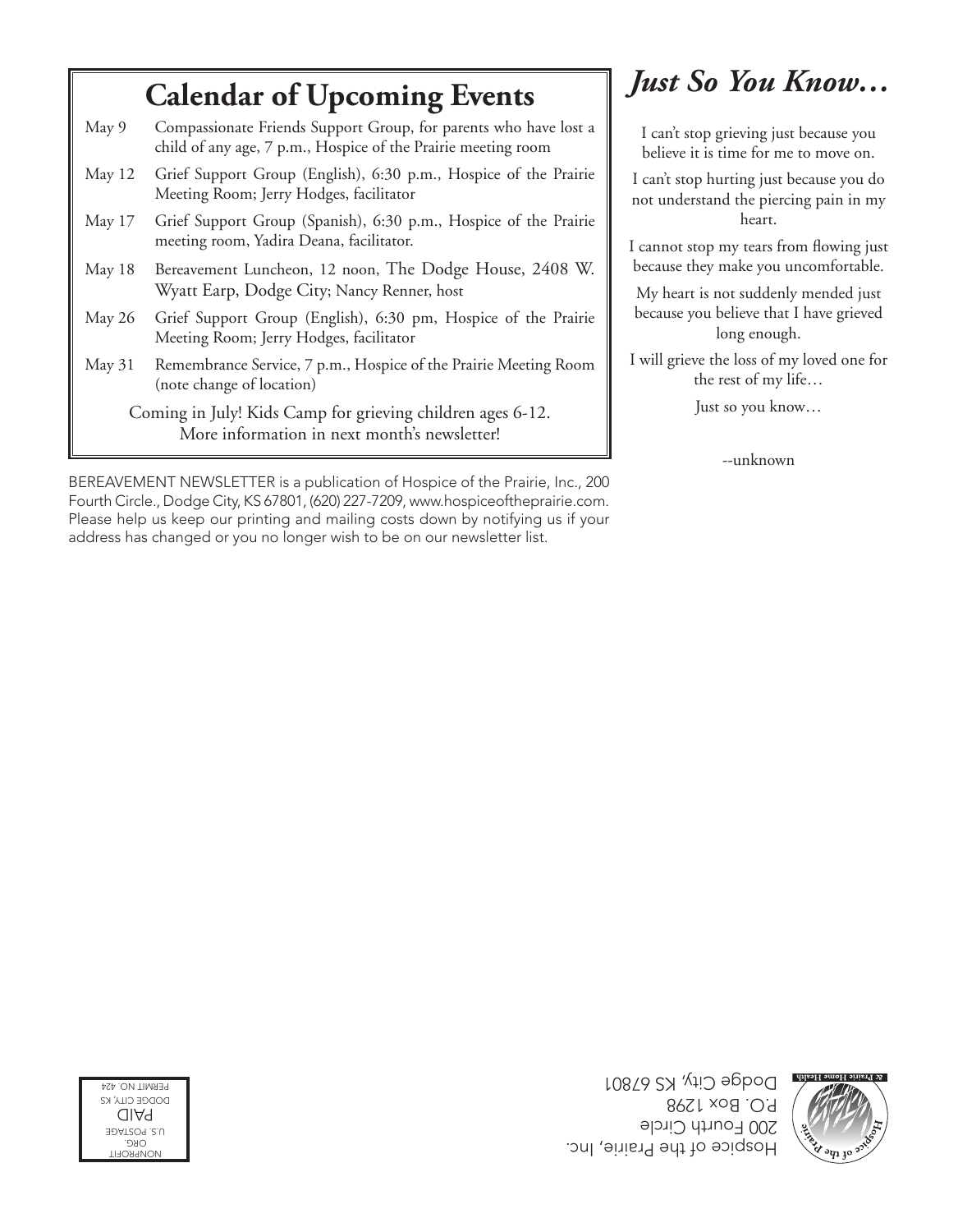## Calendar of Upcoming Events

May 9 Compassionate Friends Support Group, for parents who have lost a child of any age, 7 p.m., Hospice of the Prairie meeting room

May 12 Grief Support Group (English), 6:30 p.m., Hospice of the Prairie Meeting Room; Jerry Hodges, facilitator

May 17 Grief Support Group (Spanish), 6:30 p.m., Hospice of the Prairie meeting room, Yadira Deana, facilitator.

May 18 Bereavement Luncheon, 12 noon, The Dodge House, 2408 W. Wyatt Earp, Dodge City; Nancy Renner, host

May 26 Grief Support Group (English), 6:30 pm, Hospice of the Prairie Meeting Room; Jerry Hodges, facilitator

May 31 Remembrance Service, 7 p.m., Hospice of the Prairie Meeting Room (note change of location)

Coming in July! Kids Camp for grieving children ages 6-12.
More information in next month's newsletter!

BEREAVEMENT NEWSLETTER is a publication of Hospice of the Prairie, Inc., 200 Fourth Circle., Dodge City, KS 67801, (620) 227-7209, www.hospiceoftheprairie.com. Please help us keep our printing and mailing costs down by notifying us if your address has changed or you no longer wish to be on our newsletter list.

## *Just So You Know…*

I can't stop grieving just because you believe it is time for me to move on.

I can't stop hurting just because you do not understand the piercing pain in my heart.

I cannot stop my tears from flowing just because they make you uncomfortable.

My heart is not suddenly mended just because you believe that I have grieved long enough.

I will grieve the loss of my loved one for the rest of my life…

Just so you know…

--unknown

Hospice of the Prairie & Prairie Home Health

Hospice of the Prairie, Inc.
200 Fourth Circle
P.O. Box 1298
Dodge City, KS 67801

NONPROFIT
ORG.
U.S. POSTAGE
PAID
DODGE CITY, KS
PERMIT NO. 424